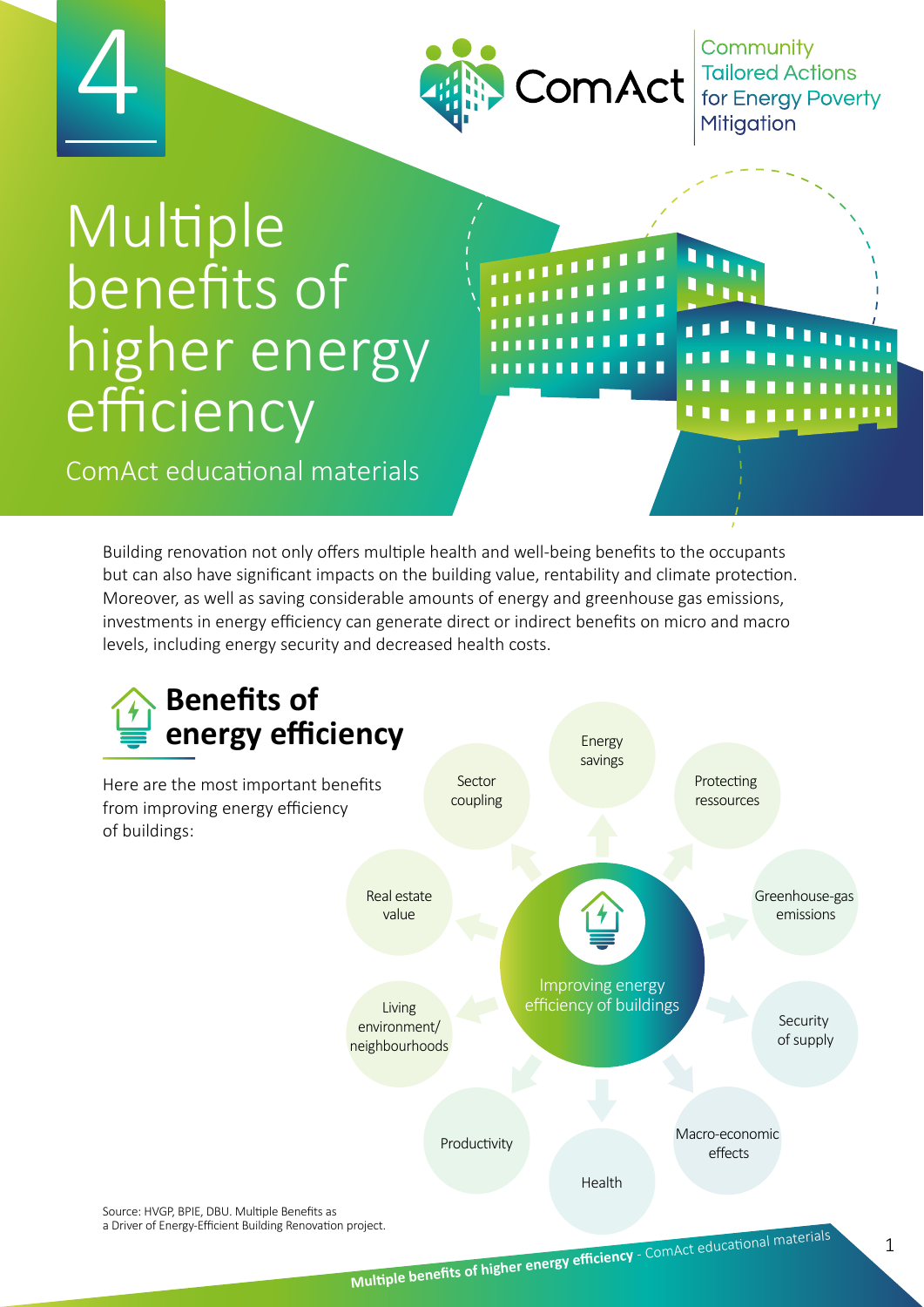4

ComAct — Community Tailored Actions for Energy Poverty Mitigation

# Multiple benefits of higher energy efficiency

ComAct educational materials

Building renovation not only offers multiple health and well-being benefits to the occupants but can also have significant impacts on the building value, rentability and climate protection. Moreover, as well as saving considerable amounts of energy and greenhouse gas emissions, investments in energy efficiency can generate direct or indirect benefits on micro and macro levels, including energy security and decreased health costs.

## Benefits of energy efficiency

Here are the most important benefits from improving energy efficiency of buildings:

Improving energy efficiency of buildings:

- Energy savings
- Protecting ressources
- Greenhouse-gas emissions
- Security of supply
- Macro-economic effects
- Health
- Productivity
- Living environment/ neighbourhoods
- Real estate value
- Sector coupling

Source: HVGP, BPIE, DBU. Multiple Benefits as a Driver of Energy-Efficient Building Renovation project.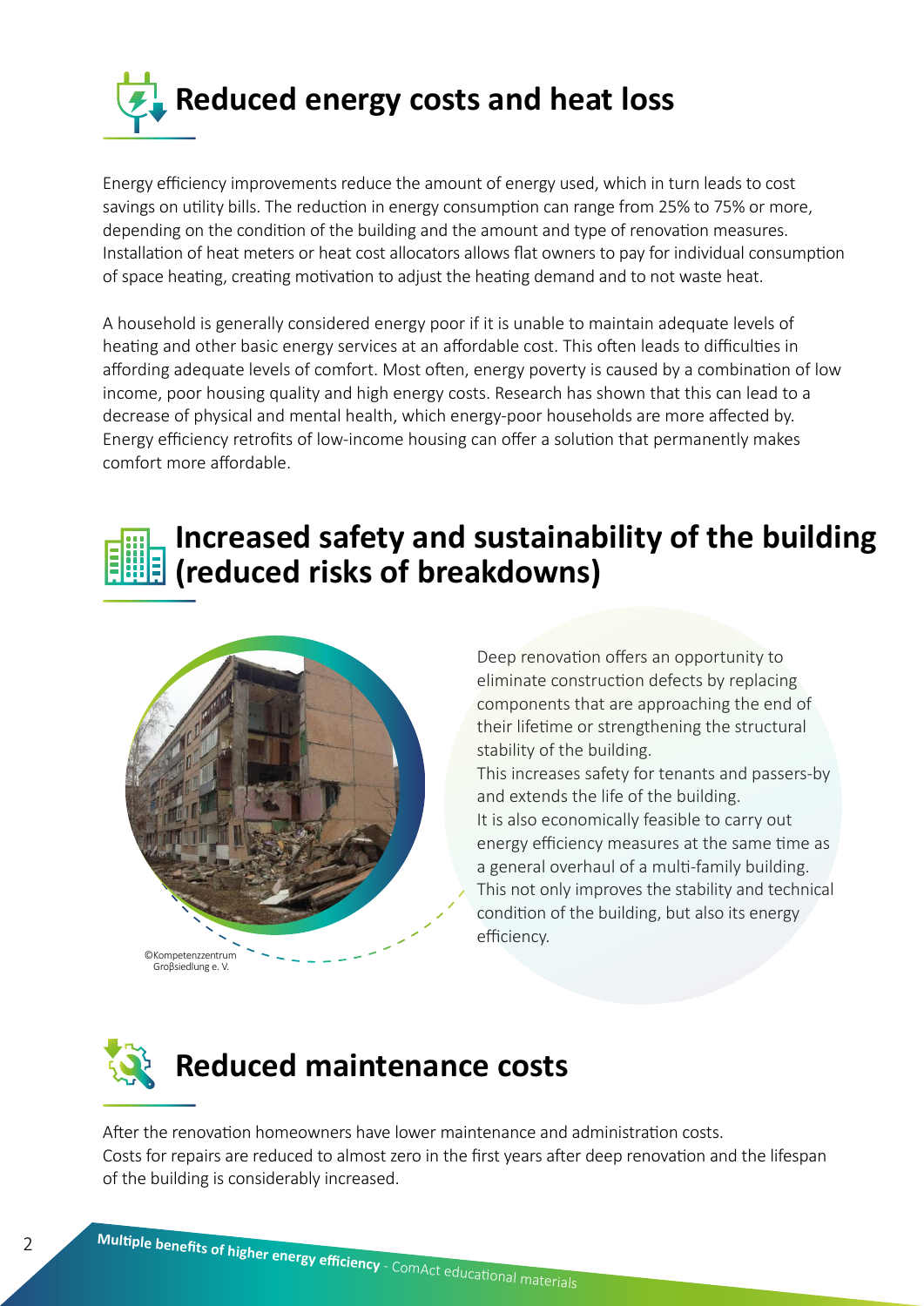## Reduced energy costs and heat loss

Energy efficiency improvements reduce the amount of energy used, which in turn leads to cost savings on utility bills. The reduction in energy consumption can range from 25% to 75% or more, depending on the condition of the building and the amount and type of renovation measures. Installation of heat meters or heat cost allocators allows flat owners to pay for individual consumption of space heating, creating motivation to adjust the heating demand and to not waste heat.

A household is generally considered energy poor if it is unable to maintain adequate levels of heating and other basic energy services at an affordable cost. This often leads to difficulties in affording adequate levels of comfort. Most often, energy poverty is caused by a combination of low income, poor housing quality and high energy costs. Research has shown that this can lead to a decrease of physical and mental health, which energy-poor households are more affected by. Energy efficiency retrofits of low-income housing can offer a solution that permanently makes comfort more affordable.

## Increased safety and sustainability of the building (reduced risks of breakdowns)

©Kompetenzzentrum Groβsiedlung e. V.

Deep renovation offers an opportunity to eliminate construction defects by replacing components that are approaching the end of their lifetime or strengthening the structural stability of the building.
This increases safety for tenants and passers-by and extends the life of the building.
It is also economically feasible to carry out energy efficiency measures at the same time as a general overhaul of a multi-family building.
This not only improves the stability and technical condition of the building, but also its energy efficiency.

## Reduced maintenance costs

After the renovation homeowners have lower maintenance and administration costs.
Costs for repairs are reduced to almost zero in the first years after deep renovation and the lifespan of the building is considerably increased.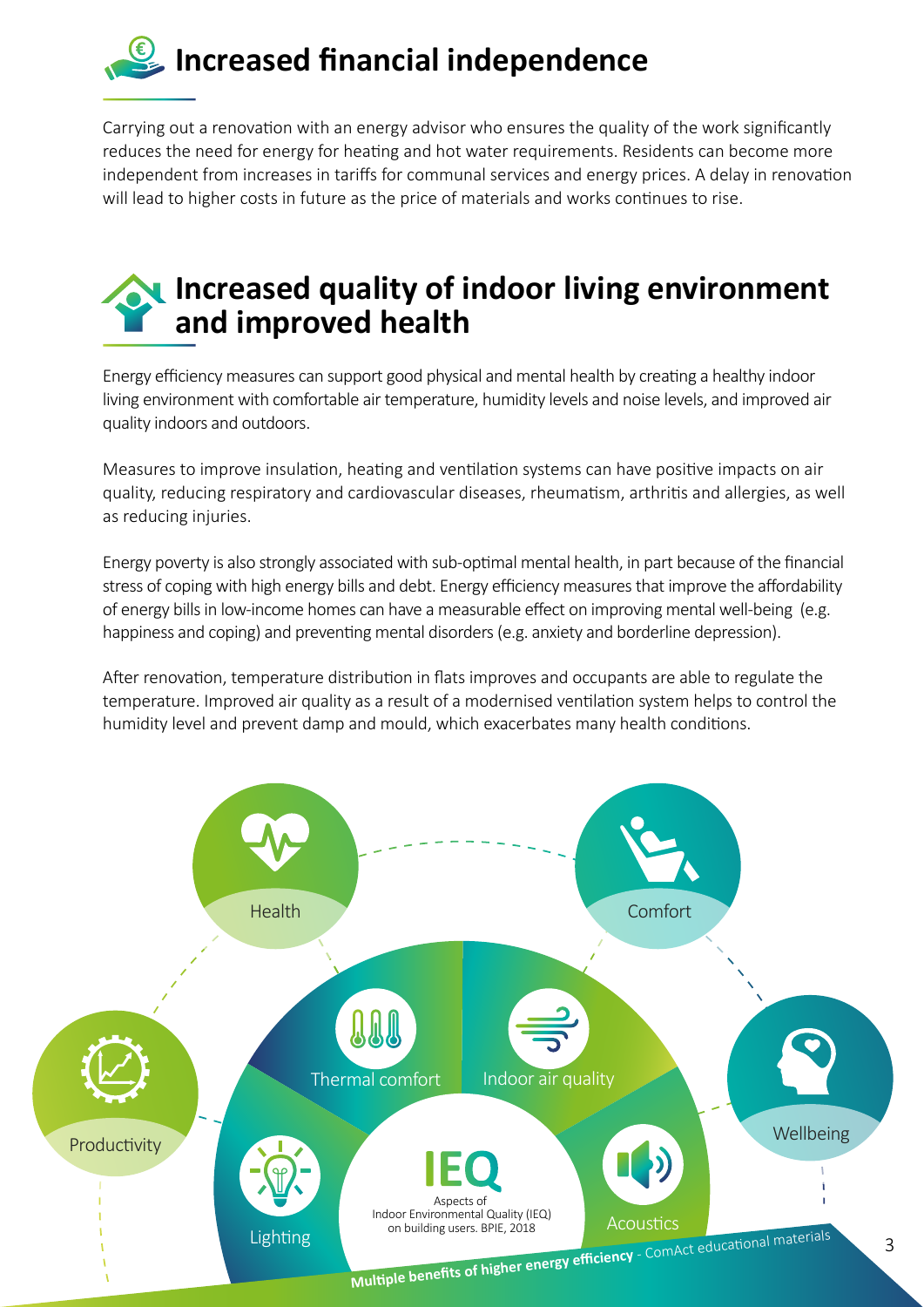# Increased financial independence

Carrying out a renovation with an energy advisor who ensures the quality of the work significantly reduces the need for energy for heating and hot water requirements. Residents can become more independent from increases in tariffs for communal services and energy prices. A delay in renovation will lead to higher costs in future as the price of materials and works continues to rise.

# Increased quality of indoor living environment and improved health

Energy efficiency measures can support good physical and mental health by creating a healthy indoor living environment with comfortable air temperature, humidity levels and noise levels, and improved air quality indoors and outdoors.

Measures to improve insulation, heating and ventilation systems can have positive impacts on air quality, reducing respiratory and cardiovascular diseases, rheumatism, arthritis and allergies, as well as reducing injuries.

Energy poverty is also strongly associated with sub-optimal mental health, in part because of the financial stress of coping with high energy bills and debt. Energy efficiency measures that improve the affordability of energy bills in low-income homes can have a measurable effect on improving mental well-being (e.g. happiness and coping) and preventing mental disorders (e.g. anxiety and borderline depression).

After renovation, temperature distribution in flats improves and occupants are able to regulate the temperature. Improved air quality as a result of a modernised ventilation system helps to control the humidity level and prevent damp and mould, which exacerbates many health conditions.

Health · Comfort · Productivity · Wellbeing

Thermal comfort · Indoor air quality · Lighting · Acoustics

IEQ
Aspects of Indoor Environmental Quality (IEQ) on building users. BPIE, 2018

**Multiple benefits of higher energy efficiency** - ComAct educational materials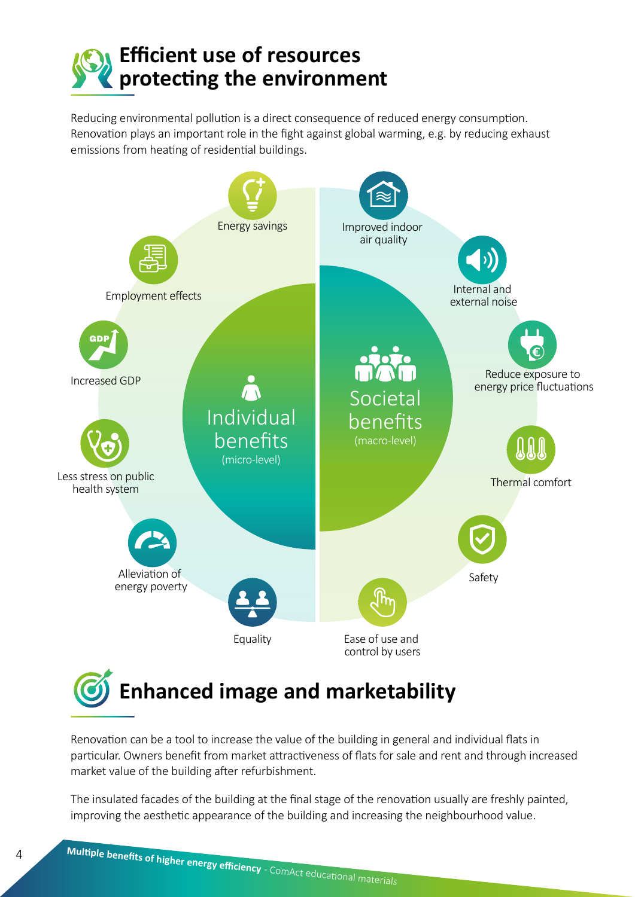## Efficient use of resources protecting the environment

Reducing environmental pollution is a direct consequence of reduced energy consumption. Renovation plays an important role in the fight against global warming, e.g. by reducing exhaust emissions from heating of residential buildings.

Individual benefits (micro-level)

- Energy savings
- Employment effects
- Increased GDP
- Less stress on public health system
- Alleviation of energy poverty
- Equality

Societal benefits (macro-level)

- Improved indoor air quality
- Internal and external noise
- Reduce exposure to energy price fluctuations
- Thermal comfort
- Safety
- Ease of use and control by users

## Enhanced image and marketability

Renovation can be a tool to increase the value of the building in general and individual flats in particular. Owners benefit from market attractiveness of flats for sale and rent and through increased market value of the building after refurbishment.

The insulated facades of the building at the final stage of the renovation usually are freshly painted, improving the aesthetic appearance of the building and increasing the neighbourhood value.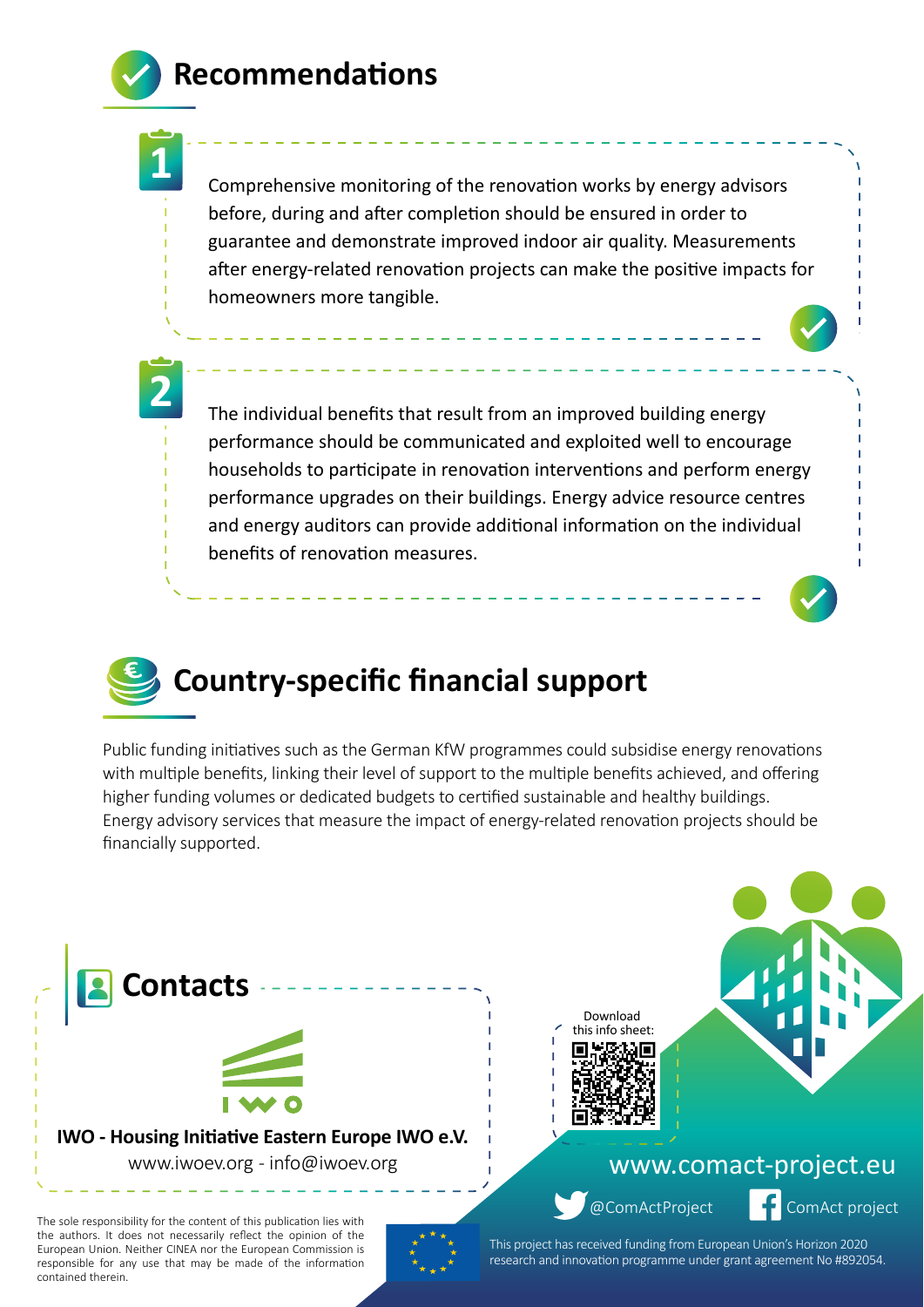## Recommendations

**1**

Comprehensive monitoring of the renovation works by energy advisors before, during and after completion should be ensured in order to guarantee and demonstrate improved indoor air quality. Measurements after energy-related renovation projects can make the positive impacts for homeowners more tangible.

**2**

The individual benefits that result from an improved building energy performance should be communicated and exploited well to encourage households to participate in renovation interventions and perform energy performance upgrades on their buildings. Energy advice resource centres and energy auditors can provide additional information on the individual benefits of renovation measures.

## Country-specific financial support

Public funding initiatives such as the German KfW programmes could subsidise energy renovations with multiple benefits, linking their level of support to the multiple benefits achieved, and offering higher funding volumes or dedicated budgets to certified sustainable and healthy buildings. Energy advisory services that measure the impact of energy-related renovation projects should be financially supported.

## Contacts

**IWO - Housing Initiative Eastern Europe IWO e.V.**

www.iwoev.org - info@iwoev.org

Download this info sheet:

www.comact-project.eu

@ComActProject

ComAct project

The sole responsibility for the content of this publication lies with the authors. It does not necessarily reflect the opinion of the European Union. Neither CINEA nor the European Commission is responsible for any use that may be made of the information contained therein.

This project has received funding from European Union's Horizon 2020 research and innovation programme under grant agreement No #892054.